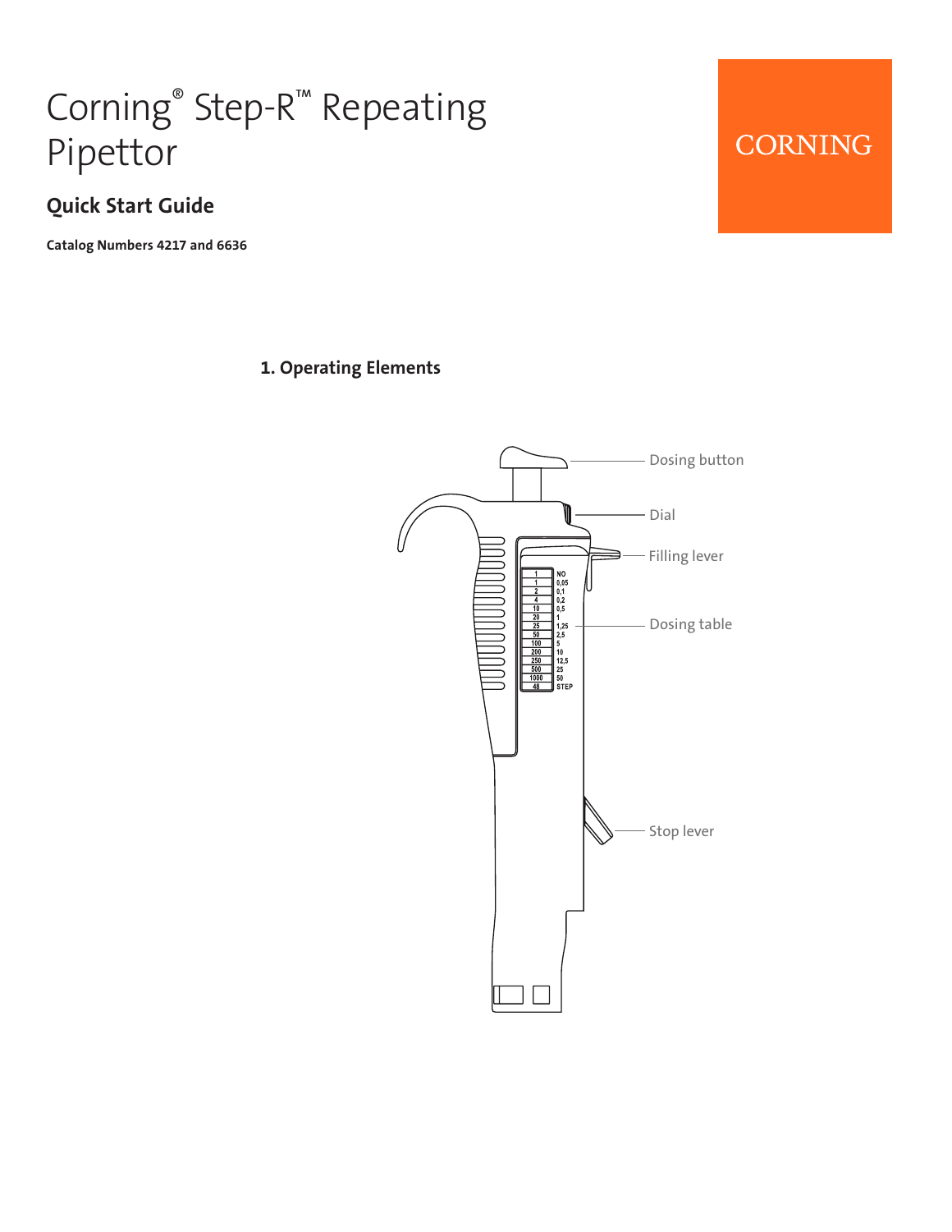# Corning® Step-R™ Repeating Pipettor

## Quick Start Guide

**Catalog Numbers 4217 and 6636**

CORNING

### 1. Operating Elements

Dosing button

Dial

Filling lever

Dosing table

Stop lever

| | |
|---|---|
| 1 | NO |
| 1 | 0,05 |
| 2 | 0,1 |
| 4 | 0,2 |
| 10 | 0,5 |
| 20 | 1 |
| 25 | 1,25 |
| 50 | 2,5 |
| 100 | 5 |
| 200 | 10 |
| 250 | 12,5 |
| 500 | 25 |
| 1000 | 50 |
| 48 | STEP |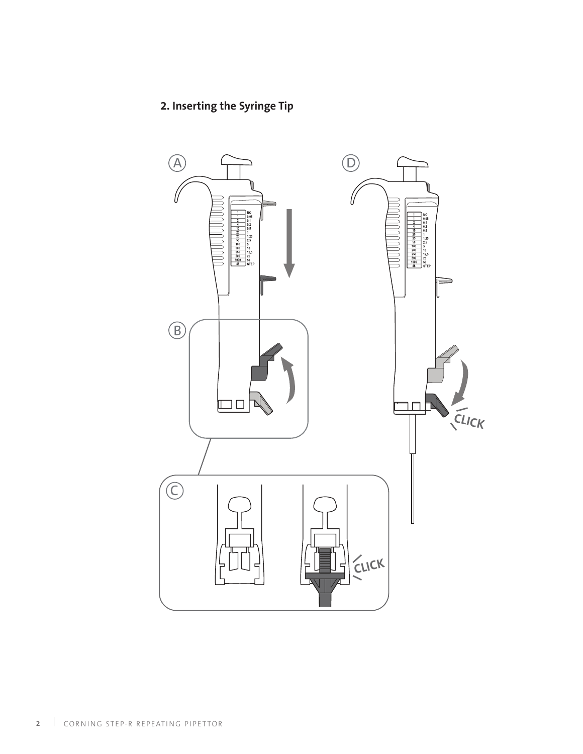## 2. Inserting the Syringe Tip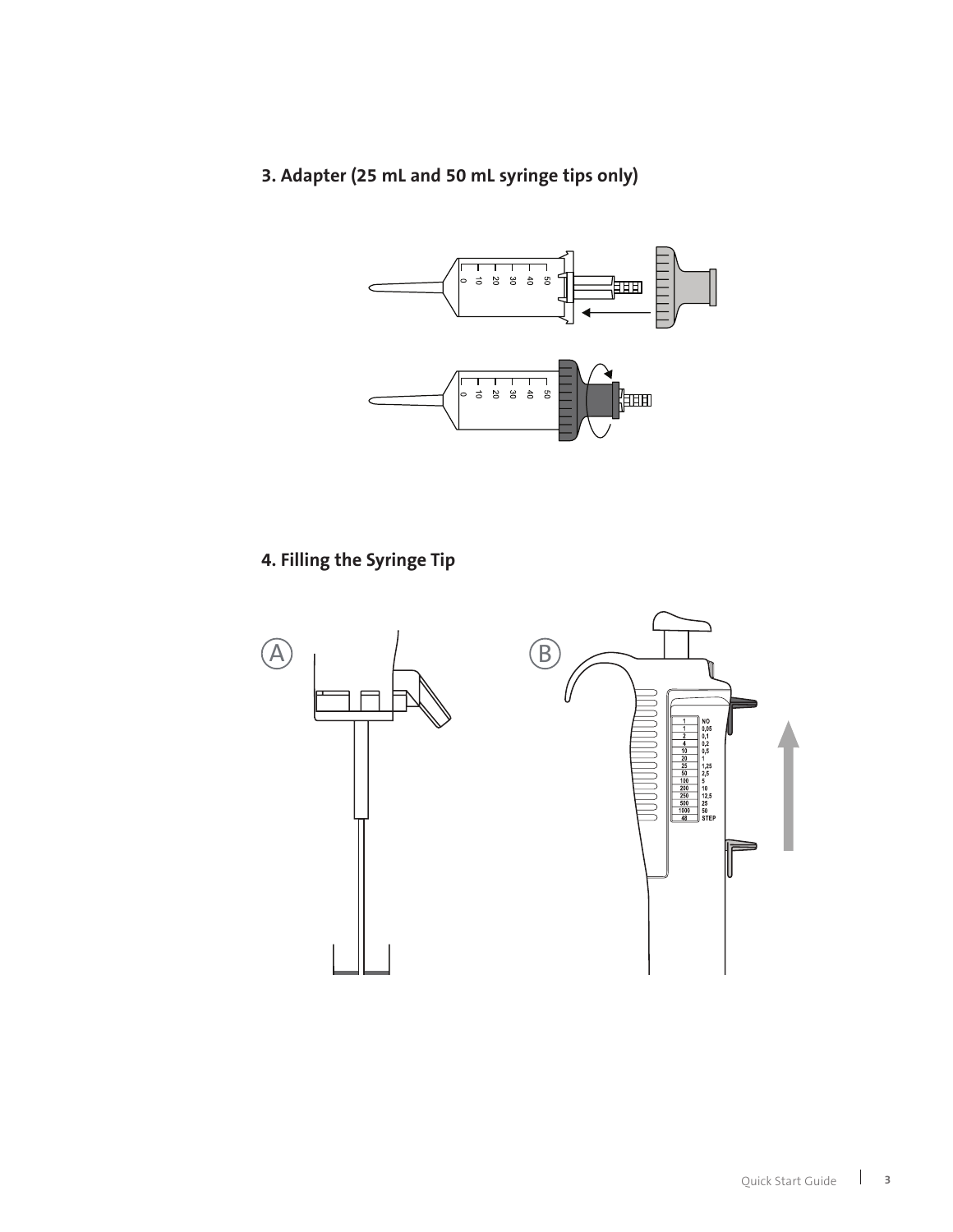## 3. Adapter (25 mL and 50 mL syringe tips only)

## 4. Filling the Syringe Tip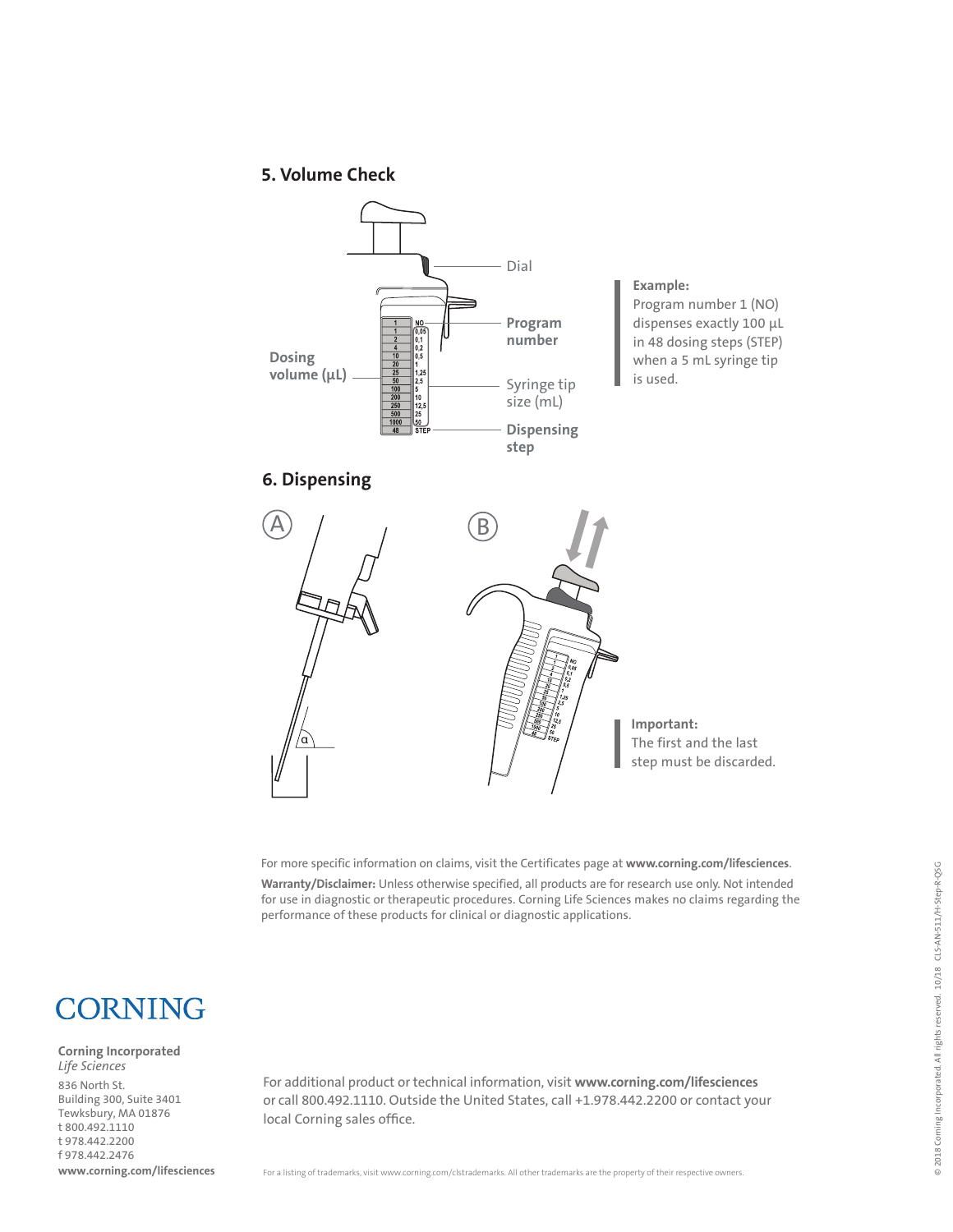## 5. Volume Check

Dial

Program number

Dosing volume (µL)

Syringe tip size (mL)

Dispensing step

**Example:**
Program number 1 (NO) dispenses exactly 100 µL in 48 dosing steps (STEP) when a 5 mL syringe tip is used.

## 6. Dispensing

A

B

**Important:**
The first and the last step must be discarded.

For more specific information on claims, visit the Certificates page at **www.corning.com/lifesciences**.

**Warranty/Disclaimer:** Unless otherwise specified, all products are for research use only. Not intended for use in diagnostic or therapeutic procedures. Corning Life Sciences makes no claims regarding the performance of these products for clinical or diagnostic applications.

CORNING

**Corning Incorporated**
*Life Sciences*
836 North St.
Building 300, Suite 3401
Tewksbury, MA 01876
t 800.492.1110
t 978.442.2200
f 978.442.2476
**www.corning.com/lifesciences**

For additional product or technical information, visit **www.corning.com/lifesciences** or call 800.492.1110. Outside the United States, call +1.978.442.2200 or contact your local Corning sales office.

For a listing of trademarks, visit www.corning.com/clstrademarks. All other trademarks are the property of their respective owners.

© 2018 Corning Incorporated. All rights reserved. 10/18 CLS-AN-511/H-Step-R-QSG